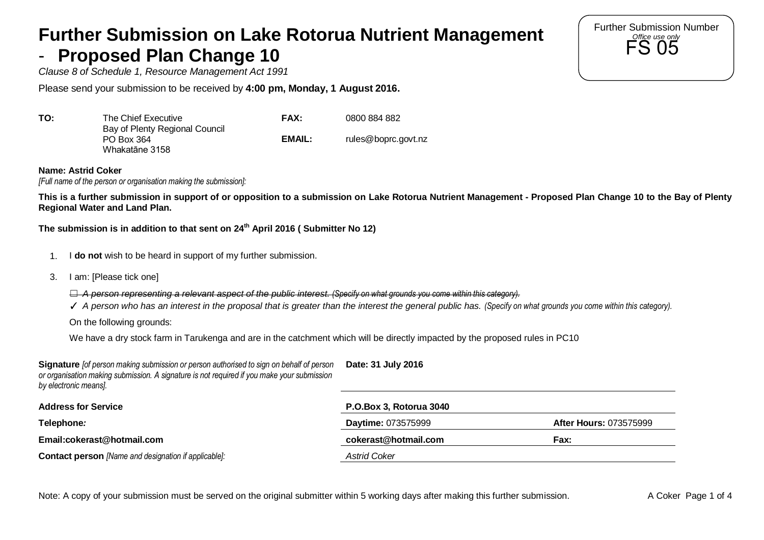# Further Submission on Lake Rotorua Nutrient Management - Proposed Plan Change 10

Further Submission Number
*Office use only*
FS 05

*Clause 8 of Schedule 1, Resource Management Act 1991*

Please send your submission to be received by **4:00 pm, Monday, 1 August 2016.**

| | | | |
|---|---|---|---|
| **TO:** | The Chief Executive<br>Bay of Plenty Regional Council<br>PO Box 364<br>Whakatāne 3158 | **FAX:**<br><br>**EMAIL:** | 0800 884 882<br><br>rules@boprc.govt.nz |

**Name: Astrid Coker**
*[Full name of the person or organisation making the submission]:*

**This is a further submission in support of or opposition to a submission on Lake Rotorua Nutrient Management - Proposed Plan Change 10 to the Bay of Plenty Regional Water and Land Plan.**

**The submission is in addition to that sent on 24th April 2016 ( Submitter No 12)**

1. I **do not** wish to be heard in support of my further submission.

3. I am: [Please tick one]

   ☐ ~~*A person representing a relevant aspect of the public interest. (Specify on what grounds you come within this category).*~~

   ✓ *A person who has an interest in the proposal that is greater than the interest the general public has. (Specify on what grounds you come within this category).*

   On the following grounds:

   We have a dry stock farm in Tarukenga and are in the catchment which will be directly impacted by the proposed rules in PC10

| | | |
|---|---|---|
| **Signature** *[of person making submission or person authorised to sign on behalf of person or organisation making submission. A signature is not required if you make your submission by electronic means].* | **Date: 31 July 2016** | |
| **Address for Service** | **P.O.Box 3, Rotorua 3040** | |
| **Telephone:** | **Daytime:** 073575999 | **After Hours:** 073575999 |
| **Email:cokerast@hotmail.com** | **cokerast@hotmail.com** | **Fax:** |
| **Contact person** *[Name and designation if applicable]:* | *Astrid Coker* | |

Note: A copy of your submission must be served on the original submitter within 5 working days after making this further submission.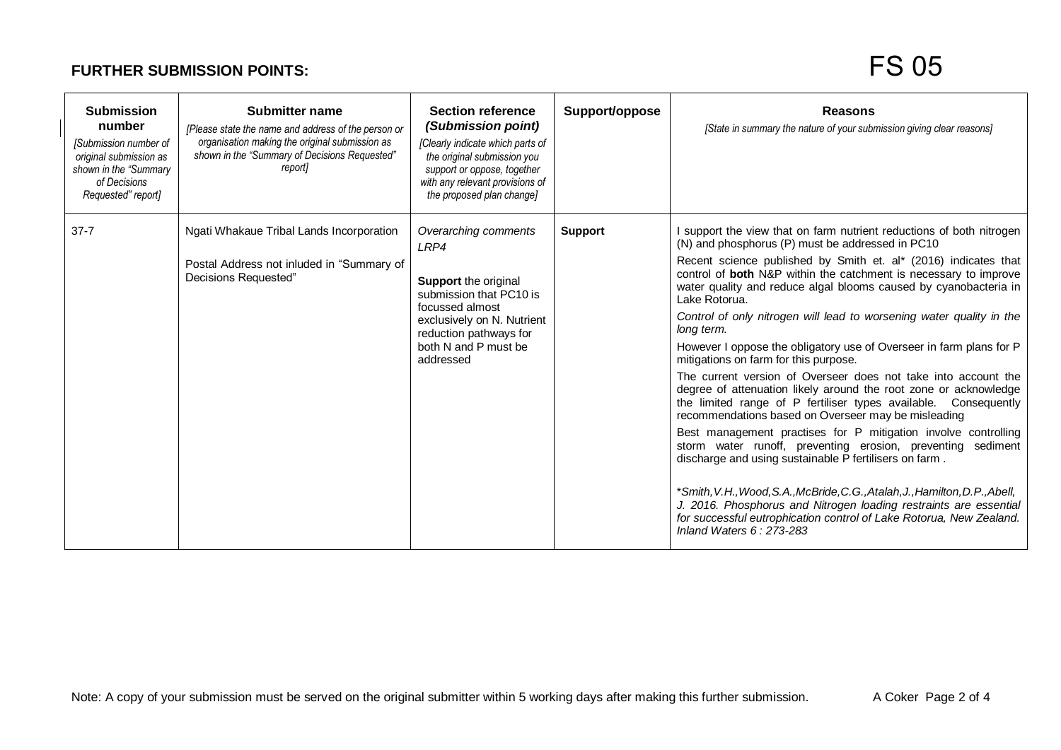## FURTHER SUBMISSION POINTS:

FS 05

| **Submission number** *[Submission number of original submission as shown in the "Summary of Decisions Requested" report]* | **Submitter name** *[Please state the name and address of the person or organisation making the original submission as shown in the "Summary of Decisions Requested" report]* | **Section reference (Submission point)** *[Clearly indicate which parts of the original submission you support or oppose, together with any relevant provisions of the proposed plan change]* | **Support/oppose** | **Reasons** *[State in summary the nature of your submission giving clear reasons]* |
|---|---|---|---|---|
| 37-7 | Ngati Whakaue Tribal Lands Incorporation<br><br>Postal Address not inluded in "Summary of Decisions Requested" | *Overarching comments LRP4*<br><br>**Support** the original submission that PC10 is focussed almost exclusively on N. Nutrient reduction pathways for both N and P must be addressed | **Support** | I support the view that on farm nutrient reductions of both nitrogen (N) and phosphorus (P) must be addressed in PC10<br><br>Recent science published by Smith et. al* (2016) indicates that control of **both** N&P within the catchment is necessary to improve water quality and reduce algal blooms caused by cyanobacteria in Lake Rotorua.<br><br>*Control of only nitrogen will lead to worsening water quality in the long term.*<br><br>However I oppose the obligatory use of Overseer in farm plans for P mitigations on farm for this purpose.<br><br>The current version of Overseer does not take into account the degree of attenuation likely around the root zone or acknowledge the limited range of P fertiliser types available. Consequently recommendations based on Overseer may be misleading<br><br>Best management practises for P mitigation involve controlling storm water runoff, preventing erosion, preventing sediment discharge and using sustainable P fertilisers on farm .<br><br>**Smith,V.H.,Wood,S.A.,McBride,C.G.,Atalah,J.,Hamilton,D.P.,Abell, J. 2016. Phosphorus and Nitrogen loading restraints are essential for successful eutrophication control of Lake Rotorua, New Zealand. Inland Waters 6 : 273-283* |

Note: A copy of your submission must be served on the original submitter within 5 working days after making this further submission.

A Coker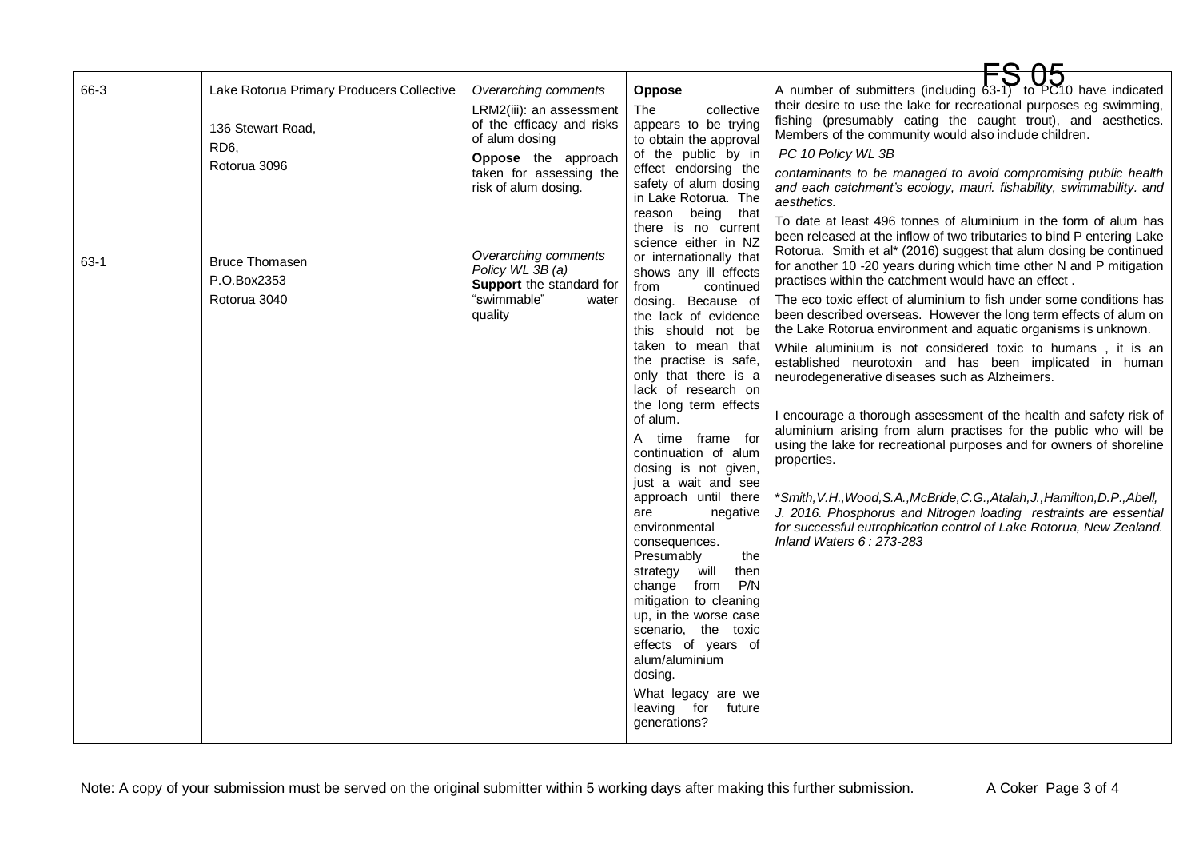FS 05

| | | | | |
|---|---|---|---|---|
| 66-3 | Lake Rotorua Primary Producers Collective<br><br>136 Stewart Road,<br>RD6,<br>Rotorua 3096 | *Overarching comments*<br>LRM2(iii): an assessment of the efficacy and risks of alum dosing<br>**Oppose** the approach taken for assessing the risk of alum dosing. | **Oppose**<br>The collective appears to be trying to obtain the approval of the public by in effect endorsing the safety of alum dosing in Lake Rotorua. The reason being that there is no current science either in NZ or internationally that shows any ill effects from continued dosing. Because of the lack of evidence this should not be taken to mean that the practise is safe, only that there is a lack of research on the long term effects of alum.<br><br>A time frame for continuation of alum dosing is not given, just a wait and see approach until there are negative environmental consequences. Presumably the strategy will then change from P/N mitigation to cleaning up, in the worse case scenario, the toxic effects of years of alum/aluminium dosing.<br><br>What legacy are we leaving for future generations? | A number of submitters (including 63-1) to PC10 have indicated their desire to use the lake for recreational purposes eg swimming, fishing (presumably eating the caught trout), and aesthetics. Members of the community would also include children.<br><br>*PC 10 Policy WL 3B*<br>*contaminants to be managed to avoid compromising public health and each catchment's ecology, mauri. fishability, swimmability. and aesthetics.*<br><br>To date at least 496 tonnes of aluminium in the form of alum has been released at the inflow of two tributaries to bind P entering Lake Rotorua. Smith et al* (2016) suggest that alum dosing be continued for another 10 -20 years during which time other N and P mitigation practises within the catchment would have an effect .<br><br>The eco toxic effect of aluminium to fish under some conditions has been described overseas. However the long term effects of alum on the Lake Rotorua environment and aquatic organisms is unknown.<br><br>While aluminium is not considered toxic to humans , it is an established neurotoxin and has been implicated in human neurodegenerative diseases such as Alzheimers.<br><br>I encourage a thorough assessment of the health and safety risk of aluminium arising from alum practises for the public who will be using the lake for recreational purposes and for owners of shoreline properties.<br><br>**Smith,V.H.,Wood,S.A.,McBride,C.G.,Atalah,J.,Hamilton,D.P.,Abell, J. 2016. Phosphorus and Nitrogen loading restraints are essential for successful eutrophication control of Lake Rotorua, New Zealand. Inland Waters 6 : 273-283* |
| 63-1 | Bruce Thomasen<br>P.O.Box2353<br>Rotorua 3040 | *Overarching comments*<br>*Policy WL 3B (a)*<br>**Support** the standard for "swimmable" water quality | | |

Note: A copy of your submission must be served on the original submitter within 5 working days after making this further submission.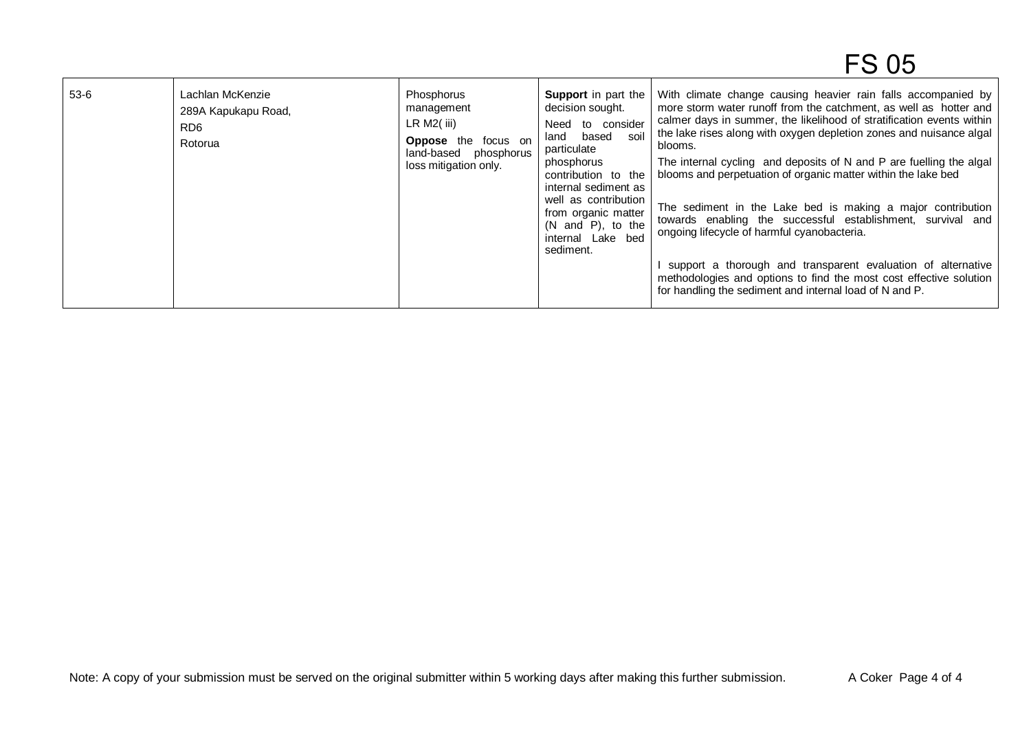# FS 05

| | | | | |
|---|---|---|---|---|
| 53-6 | Lachlan McKenzie<br>289A Kapukapu Road,<br>RD6<br>Rotorua | Phosphorus management<br>LR M2( iii)<br>**Oppose** the focus on land-based phosphorus loss mitigation only. | **Support** in part the decision sought.<br>Need to consider land based soil particulate phosphorus contribution to the internal sediment as well as contribution from organic matter (N and P), to the internal Lake bed sediment. | With climate change causing heavier rain falls accompanied by more storm water runoff from the catchment, as well as hotter and calmer days in summer, the likelihood of stratification events within the lake rises along with oxygen depletion zones and nuisance algal blooms.<br>The internal cycling and deposits of N and P are fuelling the algal blooms and perpetuation of organic matter within the lake bed<br><br>The sediment in the Lake bed is making a major contribution towards enabling the successful establishment, survival and ongoing lifecycle of harmful cyanobacteria.<br><br>I support a thorough and transparent evaluation of alternative methodologies and options to find the most cost effective solution for handling the sediment and internal load of N and P. |

Note: A copy of your submission must be served on the original submitter within 5 working days after making this further submission.